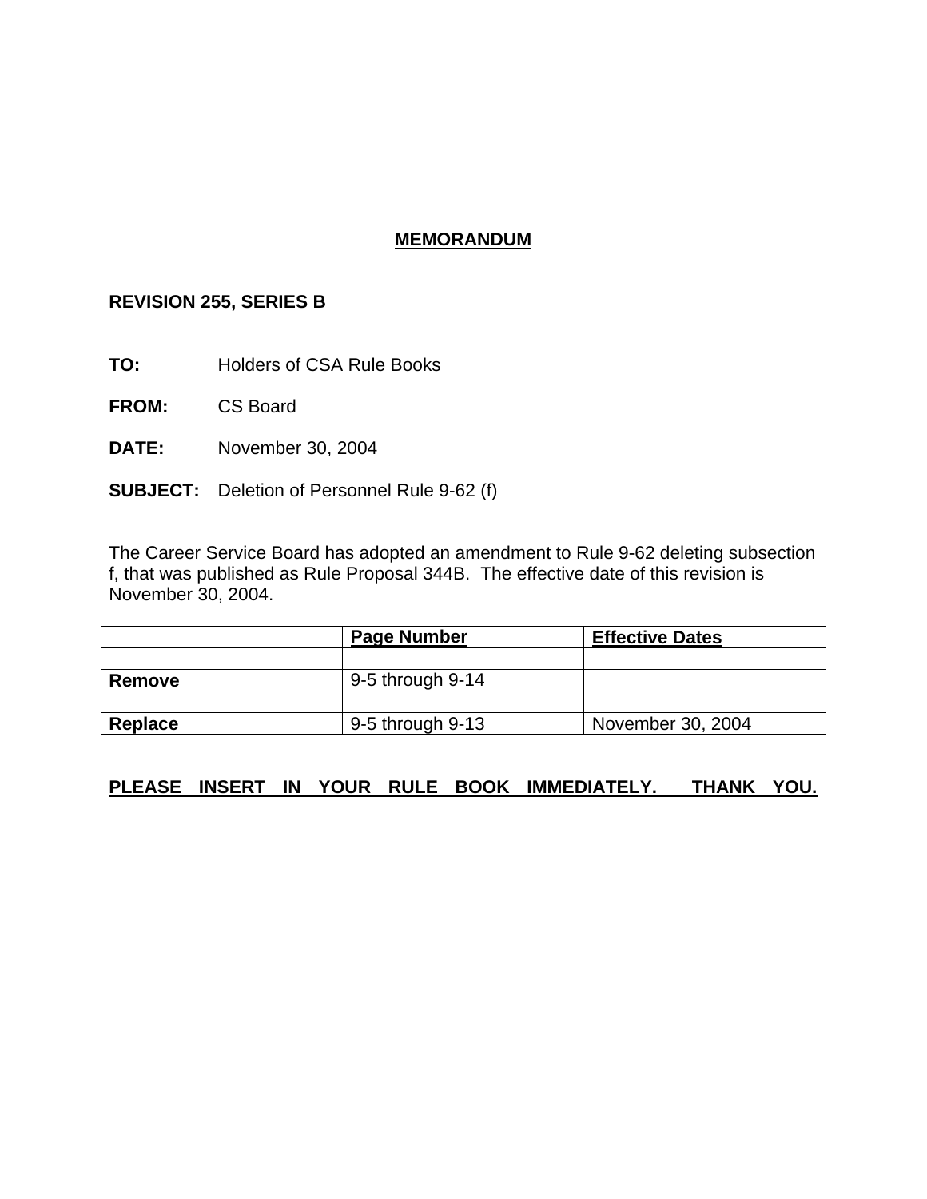# MEMORANDUM

**REVISION 255, SERIES B**

**TO:** Holders of CSA Rule Books

**FROM:** CS Board

**DATE:** November 30, 2004

**SUBJECT:** Deletion of Personnel Rule 9-62 (f)

The Career Service Board has adopted an amendment to Rule 9-62 deleting subsection f, that was published as Rule Proposal 344B. The effective date of this revision is November 30, 2004.

| | Page Number | Effective Dates |
|---|---|---|
| | | |
| **Remove** | 9-5 through 9-14 | |
| | | |
| **Replace** | 9-5 through 9-13 | November 30, 2004 |

**PLEASE INSERT IN YOUR RULE BOOK IMMEDIATELY. THANK YOU.**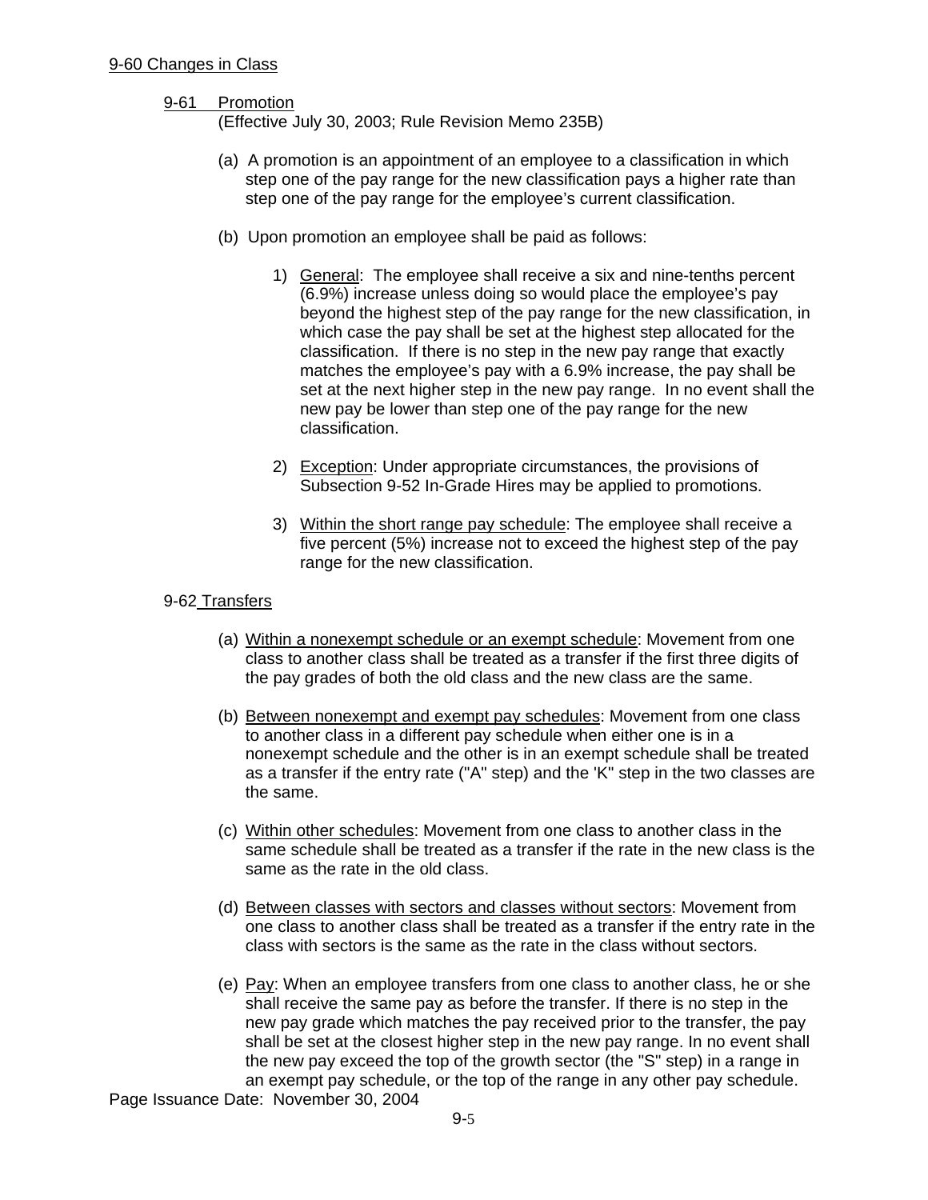## 9-60 Changes in Class

### 9-61 Promotion

(Effective July 30, 2003; Rule Revision Memo 235B)

(a) A promotion is an appointment of an employee to a classification in which step one of the pay range for the new classification pays a higher rate than step one of the pay range for the employee's current classification.

(b) Upon promotion an employee shall be paid as follows:

1) General: The employee shall receive a six and nine-tenths percent (6.9%) increase unless doing so would place the employee's pay beyond the highest step of the pay range for the new classification, in which case the pay shall be set at the highest step allocated for the classification. If there is no step in the new pay range that exactly matches the employee's pay with a 6.9% increase, the pay shall be set at the next higher step in the new pay range. In no event shall the new pay be lower than step one of the pay range for the new classification.

2) Exception: Under appropriate circumstances, the provisions of Subsection 9-52 In-Grade Hires may be applied to promotions.

3) Within the short range pay schedule: The employee shall receive a five percent (5%) increase not to exceed the highest step of the pay range for the new classification.

### 9-62 Transfers

(a) Within a nonexempt schedule or an exempt schedule: Movement from one class to another class shall be treated as a transfer if the first three digits of the pay grades of both the old class and the new class are the same.

(b) Between nonexempt and exempt pay schedules: Movement from one class to another class in a different pay schedule when either one is in a nonexempt schedule and the other is in an exempt schedule shall be treated as a transfer if the entry rate ("A" step) and the 'K" step in the two classes are the same.

(c) Within other schedules: Movement from one class to another class in the same schedule shall be treated as a transfer if the rate in the new class is the same as the rate in the old class.

(d) Between classes with sectors and classes without sectors: Movement from one class to another class shall be treated as a transfer if the entry rate in the class with sectors is the same as the rate in the class without sectors.

(e) Pay: When an employee transfers from one class to another class, he or she shall receive the same pay as before the transfer. If there is no step in the new pay grade which matches the pay received prior to the transfer, the pay shall be set at the closest higher step in the new pay range. In no event shall the new pay exceed the top of the growth sector (the "S" step) in a range in an exempt pay schedule, or the top of the range in any other pay schedule.

Page Issuance Date: November 30, 2004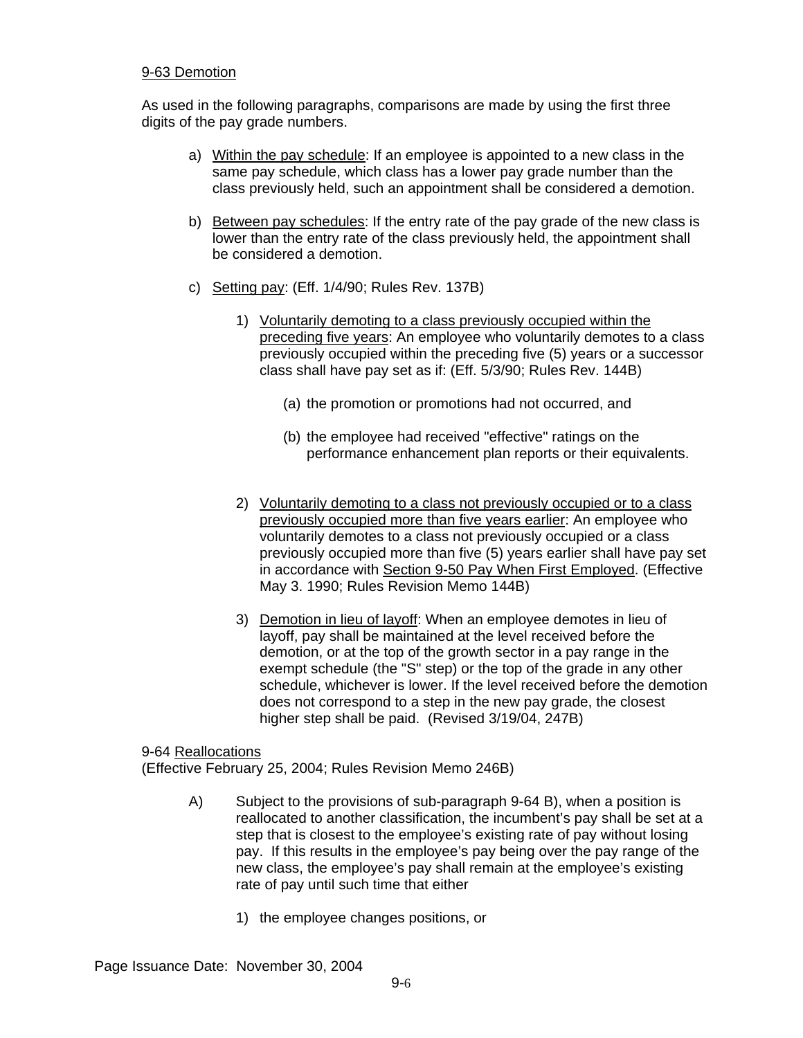## 9-63 Demotion

As used in the following paragraphs, comparisons are made by using the first three digits of the pay grade numbers.

a) Within the pay schedule: If an employee is appointed to a new class in the same pay schedule, which class has a lower pay grade number than the class previously held, such an appointment shall be considered a demotion.

b) Between pay schedules: If the entry rate of the pay grade of the new class is lower than the entry rate of the class previously held, the appointment shall be considered a demotion.

c) Setting pay: (Eff. 1/4/90; Rules Rev. 137B)

   1) Voluntarily demoting to a class previously occupied within the preceding five years: An employee who voluntarily demotes to a class previously occupied within the preceding five (5) years or a successor class shall have pay set as if: (Eff. 5/3/90; Rules Rev. 144B)

      (a) the promotion or promotions had not occurred, and

      (b) the employee had received "effective" ratings on the performance enhancement plan reports or their equivalents.

   2) Voluntarily demoting to a class not previously occupied or to a class previously occupied more than five years earlier: An employee who voluntarily demotes to a class not previously occupied or a class previously occupied more than five (5) years earlier shall have pay set in accordance with Section 9-50 Pay When First Employed. (Effective May 3. 1990; Rules Revision Memo 144B)

   3) Demotion in lieu of layoff: When an employee demotes in lieu of layoff, pay shall be maintained at the level received before the demotion, or at the top of the growth sector in a pay range in the exempt schedule (the "S" step) or the top of the grade in any other schedule, whichever is lower. If the level received before the demotion does not correspond to a step in the new pay grade, the closest higher step shall be paid. (Revised 3/19/04, 247B)

## 9-64 Reallocations

(Effective February 25, 2004; Rules Revision Memo 246B)

A) Subject to the provisions of sub-paragraph 9-64 B), when a position is reallocated to another classification, the incumbent's pay shall be set at a step that is closest to the employee's existing rate of pay without losing pay. If this results in the employee's pay being over the pay range of the new class, the employee's pay shall remain at the employee's existing rate of pay until such time that either

   1) the employee changes positions, or

Page Issuance Date: November 30, 2004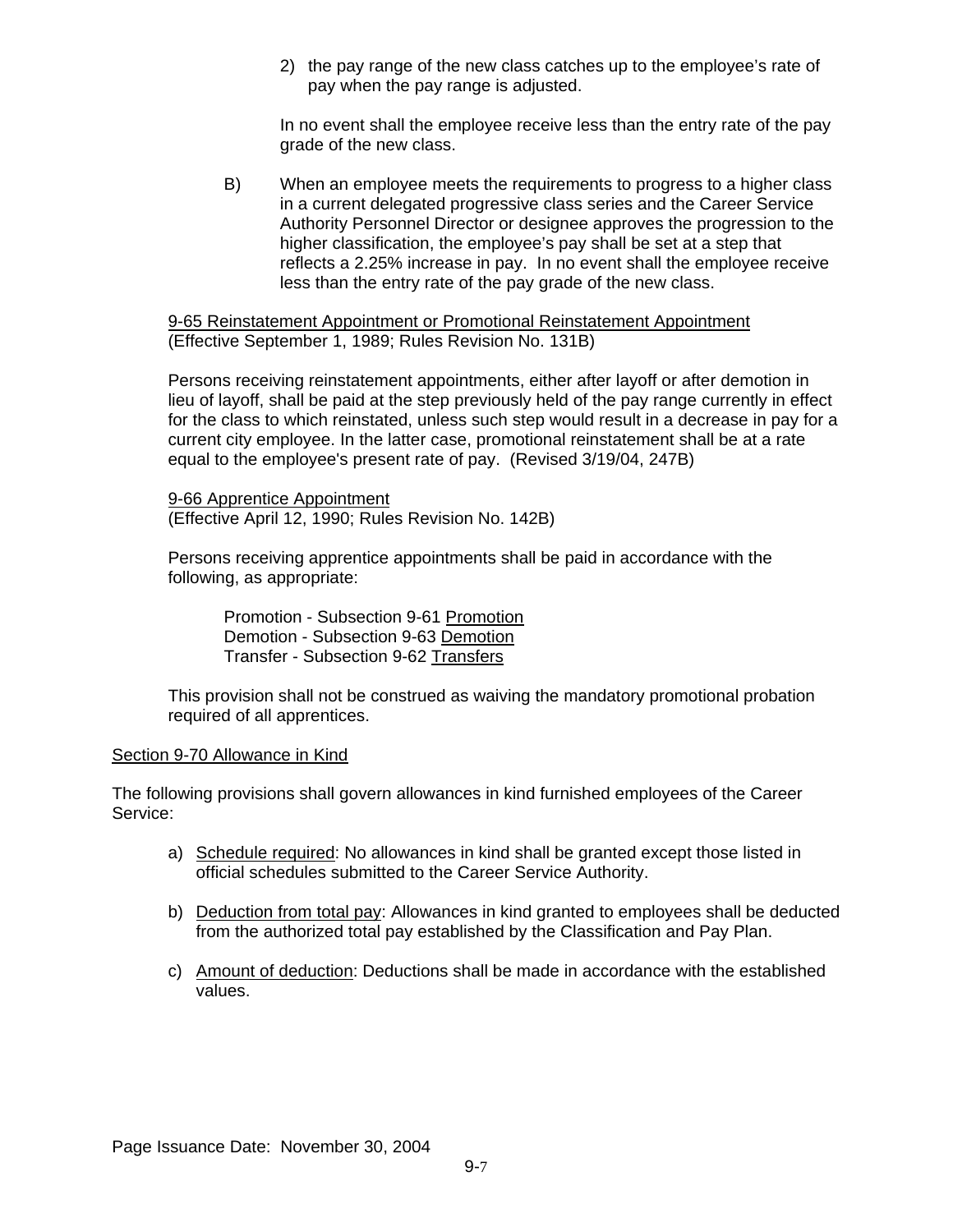2) the pay range of the new class catches up to the employee's rate of pay when the pay range is adjusted.

In no event shall the employee receive less than the entry rate of the pay grade of the new class.

B) When an employee meets the requirements to progress to a higher class in a current delegated progressive class series and the Career Service Authority Personnel Director or designee approves the progression to the higher classification, the employee's pay shall be set at a step that reflects a 2.25% increase in pay. In no event shall the employee receive less than the entry rate of the pay grade of the new class.

9-65 Reinstatement Appointment or Promotional Reinstatement Appointment
(Effective September 1, 1989; Rules Revision No. 131B)

Persons receiving reinstatement appointments, either after layoff or after demotion in lieu of layoff, shall be paid at the step previously held of the pay range currently in effect for the class to which reinstated, unless such step would result in a decrease in pay for a current city employee. In the latter case, promotional reinstatement shall be at a rate equal to the employee's present rate of pay. (Revised 3/19/04, 247B)

9-66 Apprentice Appointment
(Effective April 12, 1990; Rules Revision No. 142B)

Persons receiving apprentice appointments shall be paid in accordance with the following, as appropriate:

Promotion - Subsection 9-61 Promotion
Demotion - Subsection 9-63 Demotion
Transfer - Subsection 9-62 Transfers

This provision shall not be construed as waiving the mandatory promotional probation required of all apprentices.

## Section 9-70 Allowance in Kind

The following provisions shall govern allowances in kind furnished employees of the Career Service:

a) Schedule required: No allowances in kind shall be granted except those listed in official schedules submitted to the Career Service Authority.

b) Deduction from total pay: Allowances in kind granted to employees shall be deducted from the authorized total pay established by the Classification and Pay Plan.

c) Amount of deduction: Deductions shall be made in accordance with the established values.

Page Issuance Date: November 30, 2004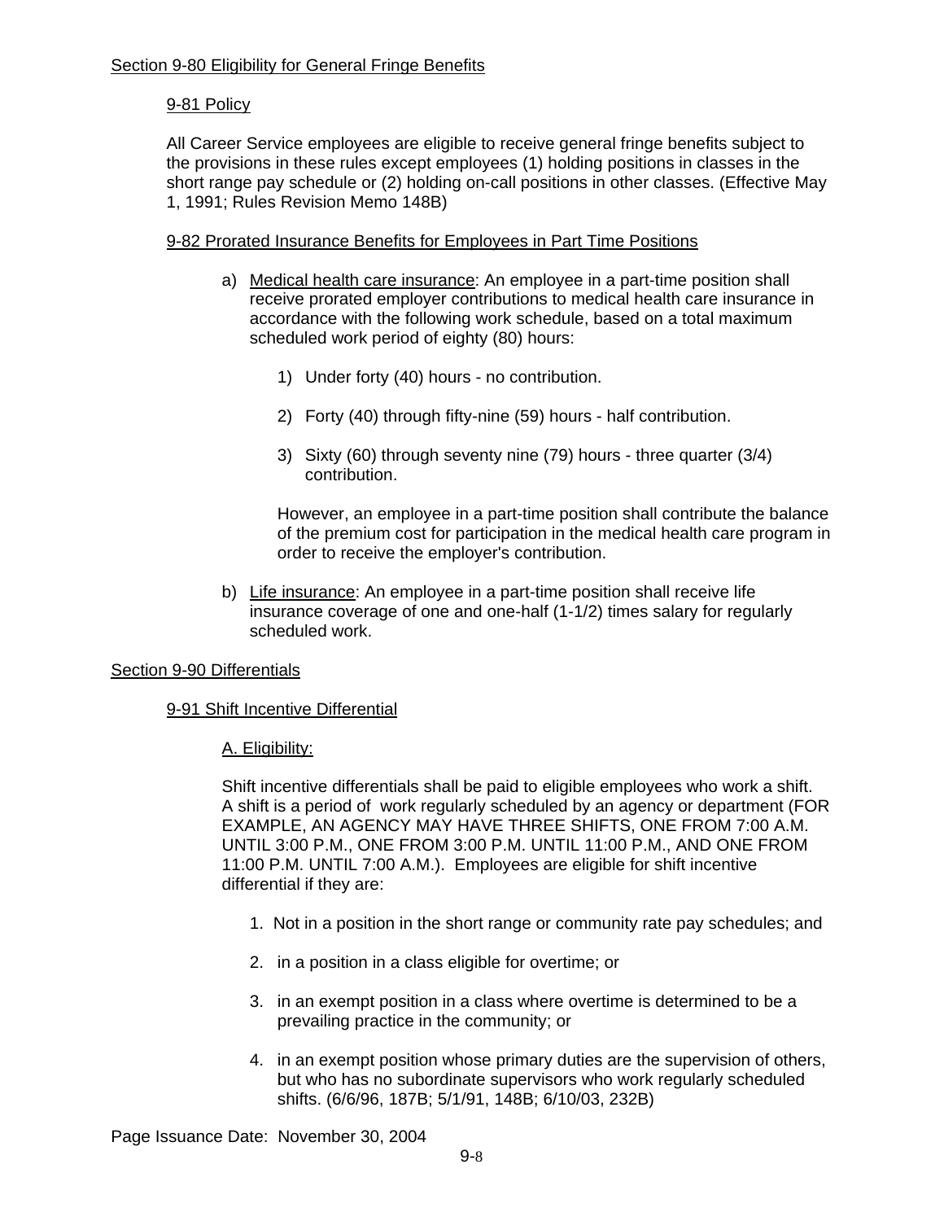## Section 9-80 Eligibility for General Fringe Benefits

### 9-81 Policy

All Career Service employees are eligible to receive general fringe benefits subject to the provisions in these rules except employees (1) holding positions in classes in the short range pay schedule or (2) holding on-call positions in other classes. (Effective May 1, 1991; Rules Revision Memo 148B)

### 9-82 Prorated Insurance Benefits for Employees in Part Time Positions

a) Medical health care insurance: An employee in a part-time position shall receive prorated employer contributions to medical health care insurance in accordance with the following work schedule, based on a total maximum scheduled work period of eighty (80) hours:

1) Under forty (40) hours - no contribution.

2) Forty (40) through fifty-nine (59) hours - half contribution.

3) Sixty (60) through seventy nine (79) hours - three quarter (3/4) contribution.

However, an employee in a part-time position shall contribute the balance of the premium cost for participation in the medical health care program in order to receive the employer's contribution.

b) Life insurance: An employee in a part-time position shall receive life insurance coverage of one and one-half (1-1/2) times salary for regularly scheduled work.

## Section 9-90 Differentials

### 9-91 Shift Incentive Differential

#### A. Eligibility:

Shift incentive differentials shall be paid to eligible employees who work a shift. A shift is a period of work regularly scheduled by an agency or department (FOR EXAMPLE, AN AGENCY MAY HAVE THREE SHIFTS, ONE FROM 7:00 A.M. UNTIL 3:00 P.M., ONE FROM 3:00 P.M. UNTIL 11:00 P.M., AND ONE FROM 11:00 P.M. UNTIL 7:00 A.M.). Employees are eligible for shift incentive differential if they are:

1. Not in a position in the short range or community rate pay schedules; and

2. in a position in a class eligible for overtime; or

3. in an exempt position in a class where overtime is determined to be a prevailing practice in the community; or

4. in an exempt position whose primary duties are the supervision of others, but who has no subordinate supervisors who work regularly scheduled shifts. (6/6/96, 187B; 5/1/91, 148B; 6/10/03, 232B)

Page Issuance Date: November 30, 2004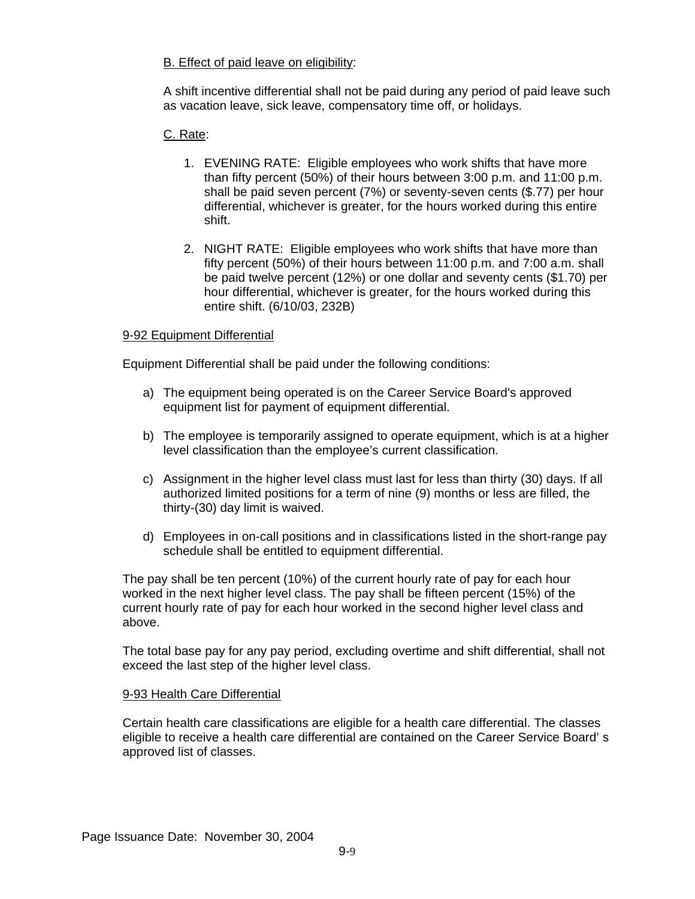B. Effect of paid leave on eligibility:

A shift incentive differential shall not be paid during any period of paid leave such as vacation leave, sick leave, compensatory time off, or holidays.

C. Rate:

1. EVENING RATE: Eligible employees who work shifts that have more than fifty percent (50%) of their hours between 3:00 p.m. and 11:00 p.m. shall be paid seven percent (7%) or seventy-seven cents ($.77) per hour differential, whichever is greater, for the hours worked during this entire shift.
2. NIGHT RATE: Eligible employees who work shifts that have more than fifty percent (50%) of their hours between 11:00 p.m. and 7:00 a.m. shall be paid twelve percent (12%) or one dollar and seventy cents ($1.70) per hour differential, whichever is greater, for the hours worked during this entire shift. (6/10/03, 232B)

9-92 Equipment Differential

Equipment Differential shall be paid under the following conditions:

a) The equipment being operated is on the Career Service Board's approved equipment list for payment of equipment differential.

b) The employee is temporarily assigned to operate equipment, which is at a higher level classification than the employee's current classification.

c) Assignment in the higher level class must last for less than thirty (30) days. If all authorized limited positions for a term of nine (9) months or less are filled, the thirty-(30) day limit is waived.

d) Employees in on-call positions and in classifications listed in the short-range pay schedule shall be entitled to equipment differential.

The pay shall be ten percent (10%) of the current hourly rate of pay for each hour worked in the next higher level class. The pay shall be fifteen percent (15%) of the current hourly rate of pay for each hour worked in the second higher level class and above.

The total base pay for any pay period, excluding overtime and shift differential, shall not exceed the last step of the higher level class.

9-93 Health Care Differential

Certain health care classifications are eligible for a health care differential. The classes eligible to receive a health care differential are contained on the Career Service Board' s approved list of classes.

Page Issuance Date: November 30, 2004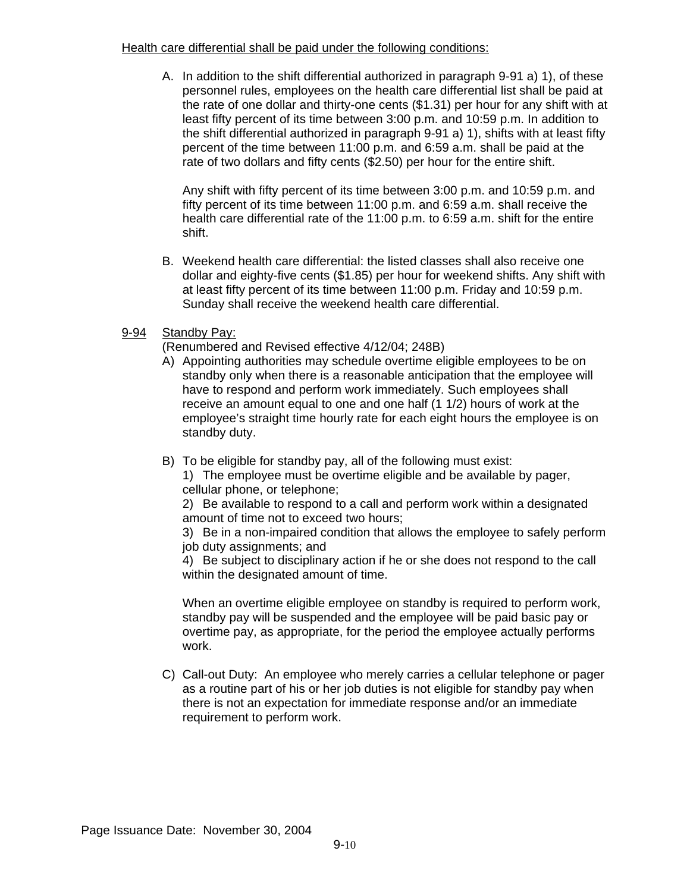Health care differential shall be paid under the following conditions:

A. In addition to the shift differential authorized in paragraph 9-91 a) 1), of these personnel rules, employees on the health care differential list shall be paid at the rate of one dollar and thirty-one cents ($1.31) per hour for any shift with at least fifty percent of its time between 3:00 p.m. and 10:59 p.m. In addition to the shift differential authorized in paragraph 9-91 a) 1), shifts with at least fifty percent of the time between 11:00 p.m. and 6:59 a.m. shall be paid at the rate of two dollars and fifty cents ($2.50) per hour for the entire shift.

   Any shift with fifty percent of its time between 3:00 p.m. and 10:59 p.m. and fifty percent of its time between 11:00 p.m. and 6:59 a.m. shall receive the health care differential rate of the 11:00 p.m. to 6:59 a.m. shift for the entire shift.

B. Weekend health care differential: the listed classes shall also receive one dollar and eighty-five cents ($1.85) per hour for weekend shifts. Any shift with at least fifty percent of its time between 11:00 p.m. Friday and 10:59 p.m. Sunday shall receive the weekend health care differential.

9-94 Standby Pay:
(Renumbered and Revised effective 4/12/04; 248B)

A) Appointing authorities may schedule overtime eligible employees to be on standby only when there is a reasonable anticipation that the employee will have to respond and perform work immediately. Such employees shall receive an amount equal to one and one half (1 1/2) hours of work at the employee's straight time hourly rate for each eight hours the employee is on standby duty.

B) To be eligible for standby pay, all of the following must exist:
   1) The employee must be overtime eligible and be available by pager, cellular phone, or telephone;
   2) Be available to respond to a call and perform work within a designated amount of time not to exceed two hours;
   3) Be in a non-impaired condition that allows the employee to safely perform job duty assignments; and
   4) Be subject to disciplinary action if he or she does not respond to the call within the designated amount of time.

   When an overtime eligible employee on standby is required to perform work, standby pay will be suspended and the employee will be paid basic pay or overtime pay, as appropriate, for the period the employee actually performs work.

C) Call-out Duty: An employee who merely carries a cellular telephone or pager as a routine part of his or her job duties is not eligible for standby pay when there is not an expectation for immediate response and/or an immediate requirement to perform work.

Page Issuance Date: November 30, 2004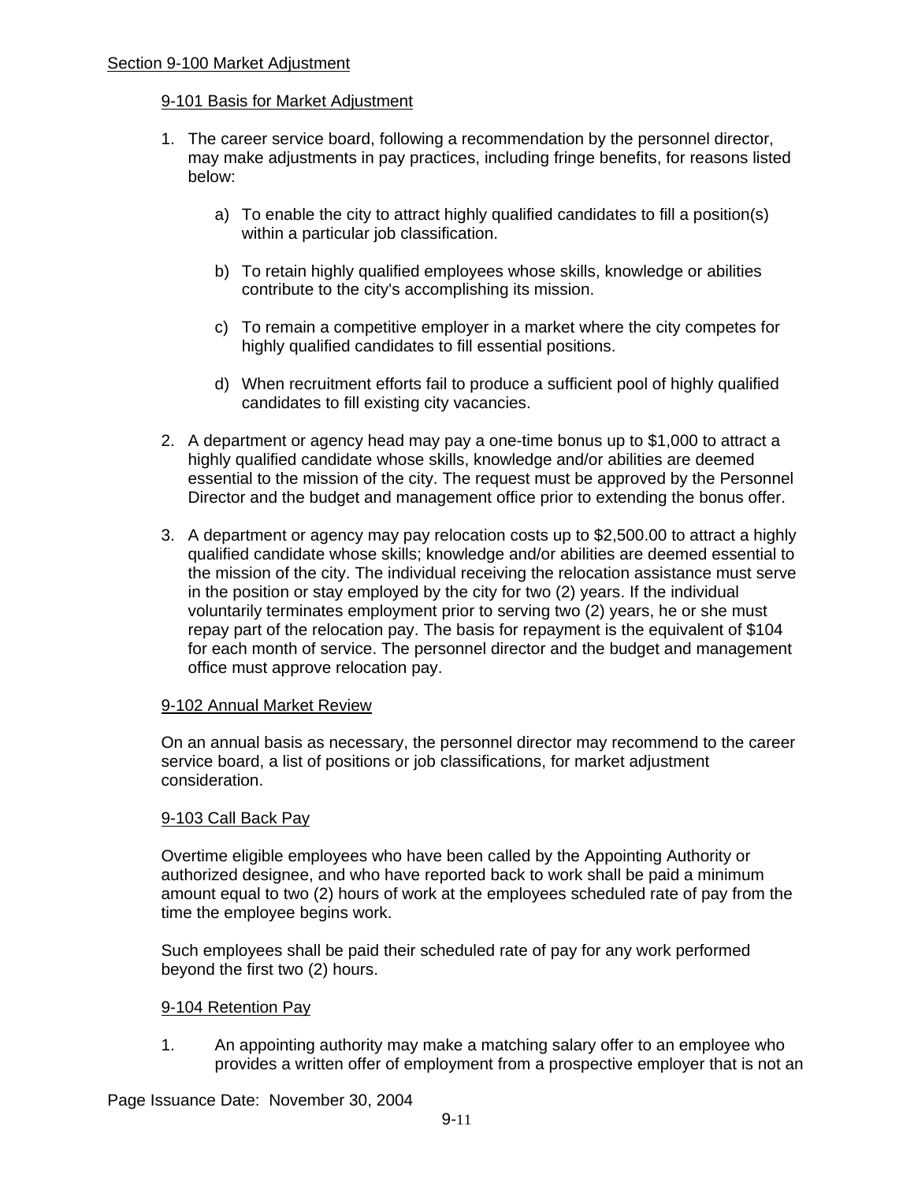## Section 9-100 Market Adjustment

### 9-101 Basis for Market Adjustment

1. The career service board, following a recommendation by the personnel director, may make adjustments in pay practices, including fringe benefits, for reasons listed below:

    a) To enable the city to attract highly qualified candidates to fill a position(s) within a particular job classification.

    b) To retain highly qualified employees whose skills, knowledge or abilities contribute to the city's accomplishing its mission.

    c) To remain a competitive employer in a market where the city competes for highly qualified candidates to fill essential positions.

    d) When recruitment efforts fail to produce a sufficient pool of highly qualified candidates to fill existing city vacancies.

2. A department or agency head may pay a one-time bonus up to $1,000 to attract a highly qualified candidate whose skills, knowledge and/or abilities are deemed essential to the mission of the city. The request must be approved by the Personnel Director and the budget and management office prior to extending the bonus offer.

3. A department or agency may pay relocation costs up to $2,500.00 to attract a highly qualified candidate whose skills; knowledge and/or abilities are deemed essential to the mission of the city. The individual receiving the relocation assistance must serve in the position or stay employed by the city for two (2) years. If the individual voluntarily terminates employment prior to serving two (2) years, he or she must repay part of the relocation pay. The basis for repayment is the equivalent of $104 for each month of service. The personnel director and the budget and management office must approve relocation pay.

### 9-102 Annual Market Review

On an annual basis as necessary, the personnel director may recommend to the career service board, a list of positions or job classifications, for market adjustment consideration.

### 9-103 Call Back Pay

Overtime eligible employees who have been called by the Appointing Authority or authorized designee, and who have reported back to work shall be paid a minimum amount equal to two (2) hours of work at the employees scheduled rate of pay from the time the employee begins work.

Such employees shall be paid their scheduled rate of pay for any work performed beyond the first two (2) hours.

### 9-104 Retention Pay

1. An appointing authority may make a matching salary offer to an employee who provides a written offer of employment from a prospective employer that is not an

Page Issuance Date: November 30, 2004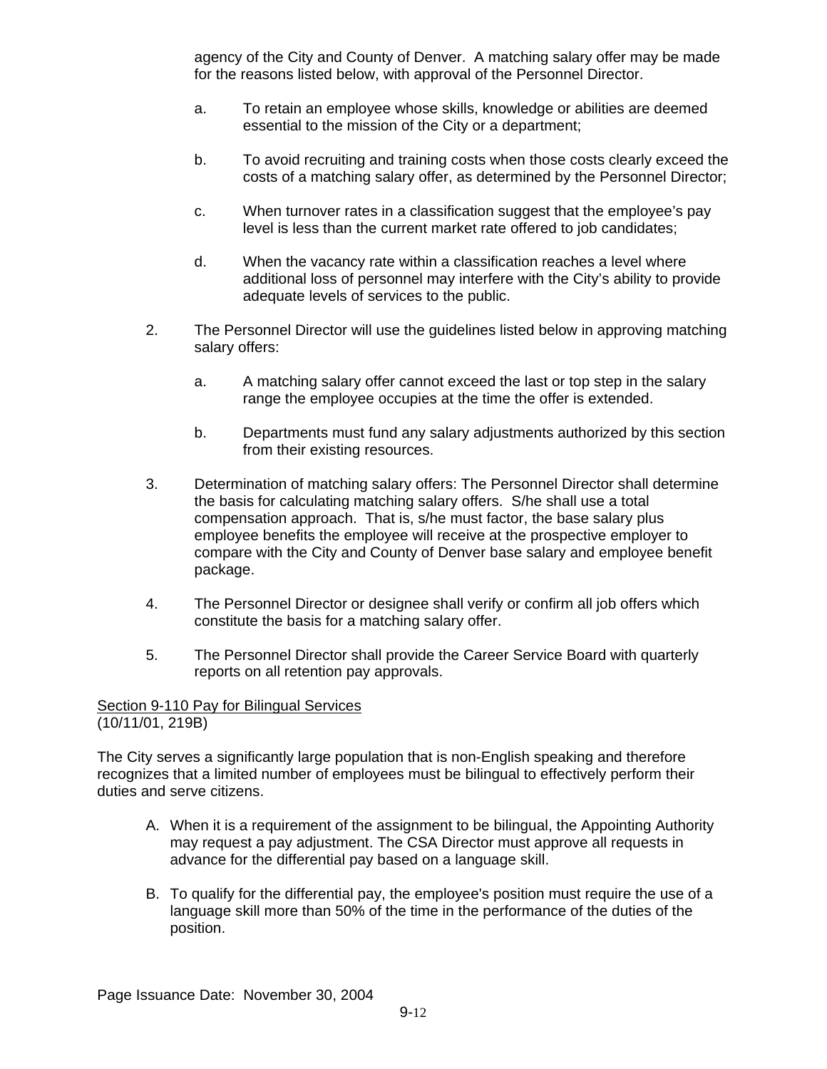agency of the City and County of Denver. A matching salary offer may be made for the reasons listed below, with approval of the Personnel Director.

a. To retain an employee whose skills, knowledge or abilities are deemed essential to the mission of the City or a department;

b. To avoid recruiting and training costs when those costs clearly exceed the costs of a matching salary offer, as determined by the Personnel Director;

c. When turnover rates in a classification suggest that the employee's pay level is less than the current market rate offered to job candidates;

d. When the vacancy rate within a classification reaches a level where additional loss of personnel may interfere with the City's ability to provide adequate levels of services to the public.

2. The Personnel Director will use the guidelines listed below in approving matching salary offers:

a. A matching salary offer cannot exceed the last or top step in the salary range the employee occupies at the time the offer is extended.

b. Departments must fund any salary adjustments authorized by this section from their existing resources.

3. Determination of matching salary offers: The Personnel Director shall determine the basis for calculating matching salary offers. S/he shall use a total compensation approach. That is, s/he must factor, the base salary plus employee benefits the employee will receive at the prospective employer to compare with the City and County of Denver base salary and employee benefit package.

4. The Personnel Director or designee shall verify or confirm all job offers which constitute the basis for a matching salary offer.

5. The Personnel Director shall provide the Career Service Board with quarterly reports on all retention pay approvals.

## Section 9-110 Pay for Bilingual Services

(10/11/01, 219B)

The City serves a significantly large population that is non-English speaking and therefore recognizes that a limited number of employees must be bilingual to effectively perform their duties and serve citizens.

A. When it is a requirement of the assignment to be bilingual, the Appointing Authority may request a pay adjustment. The CSA Director must approve all requests in advance for the differential pay based on a language skill.

B. To qualify for the differential pay, the employee's position must require the use of a language skill more than 50% of the time in the performance of the duties of the position.

Page Issuance Date: November 30, 2004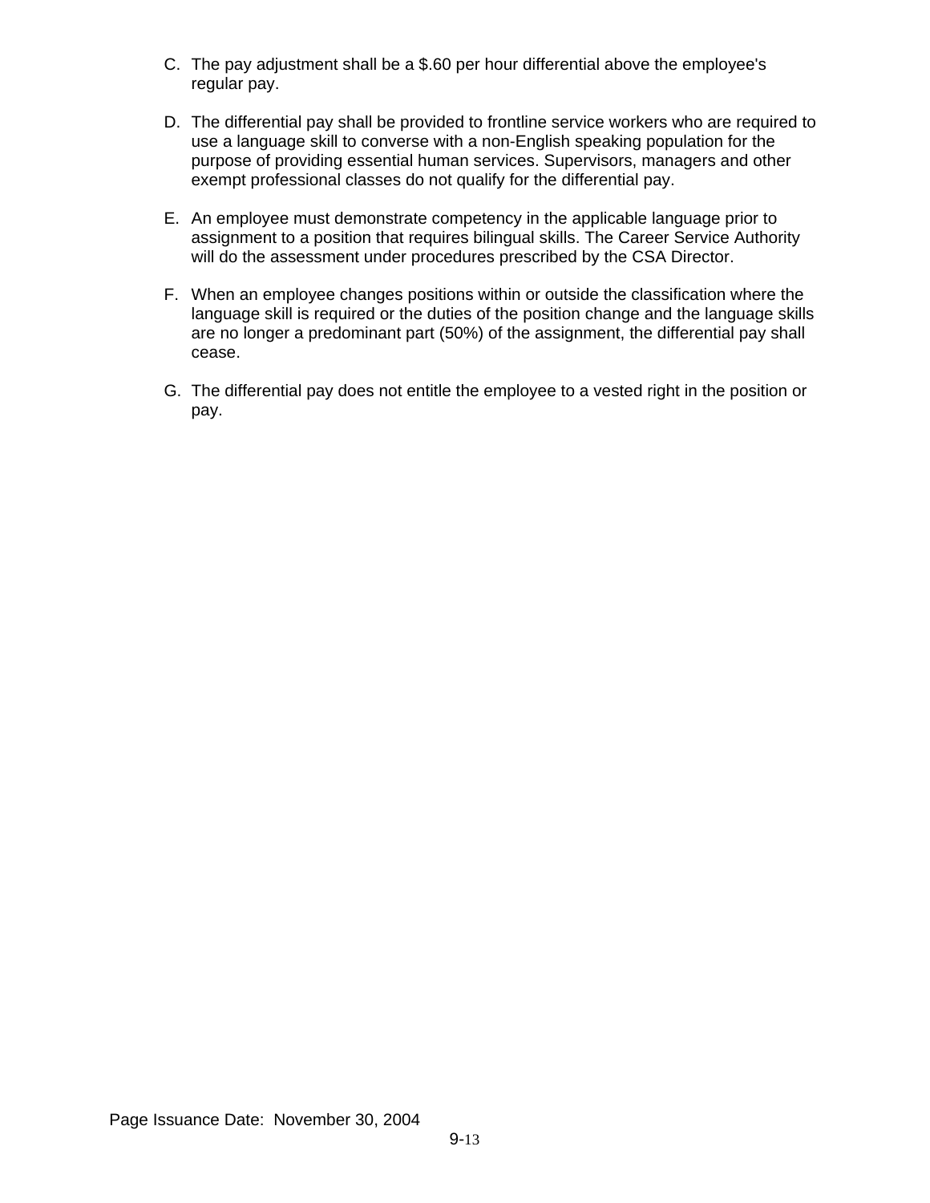C. The pay adjustment shall be a $.60 per hour differential above the employee's regular pay.

D. The differential pay shall be provided to frontline service workers who are required to use a language skill to converse with a non-English speaking population for the purpose of providing essential human services. Supervisors, managers and other exempt professional classes do not qualify for the differential pay.

E. An employee must demonstrate competency in the applicable language prior to assignment to a position that requires bilingual skills. The Career Service Authority will do the assessment under procedures prescribed by the CSA Director.

F. When an employee changes positions within or outside the classification where the language skill is required or the duties of the position change and the language skills are no longer a predominant part (50%) of the assignment, the differential pay shall cease.

G. The differential pay does not entitle the employee to a vested right in the position or pay.